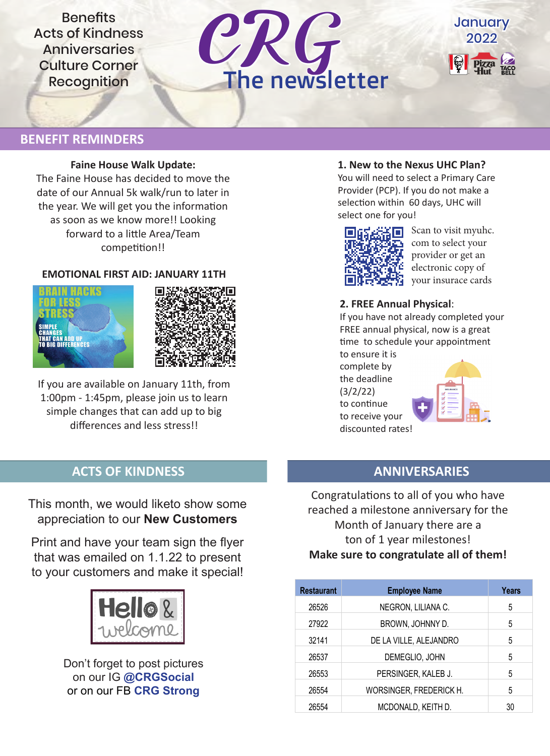Benefits
Acts of Kindness
Anniversaries
Culture Corner
Recognition

# CRG The newsletter

January 2022

## BENEFIT REMINDERS

**Faine House Walk Update:**
The Faine House has decided to move the date of our Annual 5k walk/run to later in the year. We will get you the information as soon as we know more!! Looking forward to a little Area/Team competition!!

**EMOTIONAL FIRST AID: JANUARY 11TH**

BRAIN HACKS FOR LESS STRESS
SIMPLE CHANGES THAT CAN ADD UP TO BIG DIFFERENCES

If you are available on January 11th, from 1:00pm - 1:45pm, please join us to learn simple changes that can add up to big differences and less stress!!

**1. New to the Nexus UHC Plan?**
You will need to select a Primary Care Provider (PCP). If you do not make a selection within 60 days, UHC will select one for you!

Scan to visit myuhc.com to select your provider or get an electronic copy of your insurace cards

**2. FREE Annual Physical**:
If you have not already completed your FREE annual physical, now is a great time to schedule your appointment to ensure it is complete by the deadline (3/2/22) to continue to receive your discounted rates!

## ACTS OF KINDNESS

This month, we would liketo show some appreciation to our **New Customers**

Print and have your team sign the flyer that was emailed on 1.1.22 to present to your customers and make it special!

Hello & welcome

Don't forget to post pictures on our IG **@CRGSocial** or on our FB **CRG Strong**

## ANNIVERSARIES

Congratulations to all of you who have reached a milestone anniversary for the Month of January there are a ton of 1 year milestones!
**Make sure to congratulate all of them!**

| Restaurant | Employee Name | Years |
|---|---|---|
| 26526 | NEGRON, LILIANA C. | 5 |
| 27922 | BROWN, JOHNNY D. | 5 |
| 32141 | DE LA VILLE, ALEJANDRO | 5 |
| 26537 | DEMEGLIO, JOHN | 5 |
| 26553 | PERSINGER, KALEB J. | 5 |
| 26554 | WORSINGER, FREDERICK H. | 5 |
| 26554 | MCDONALD, KEITH D. | 30 |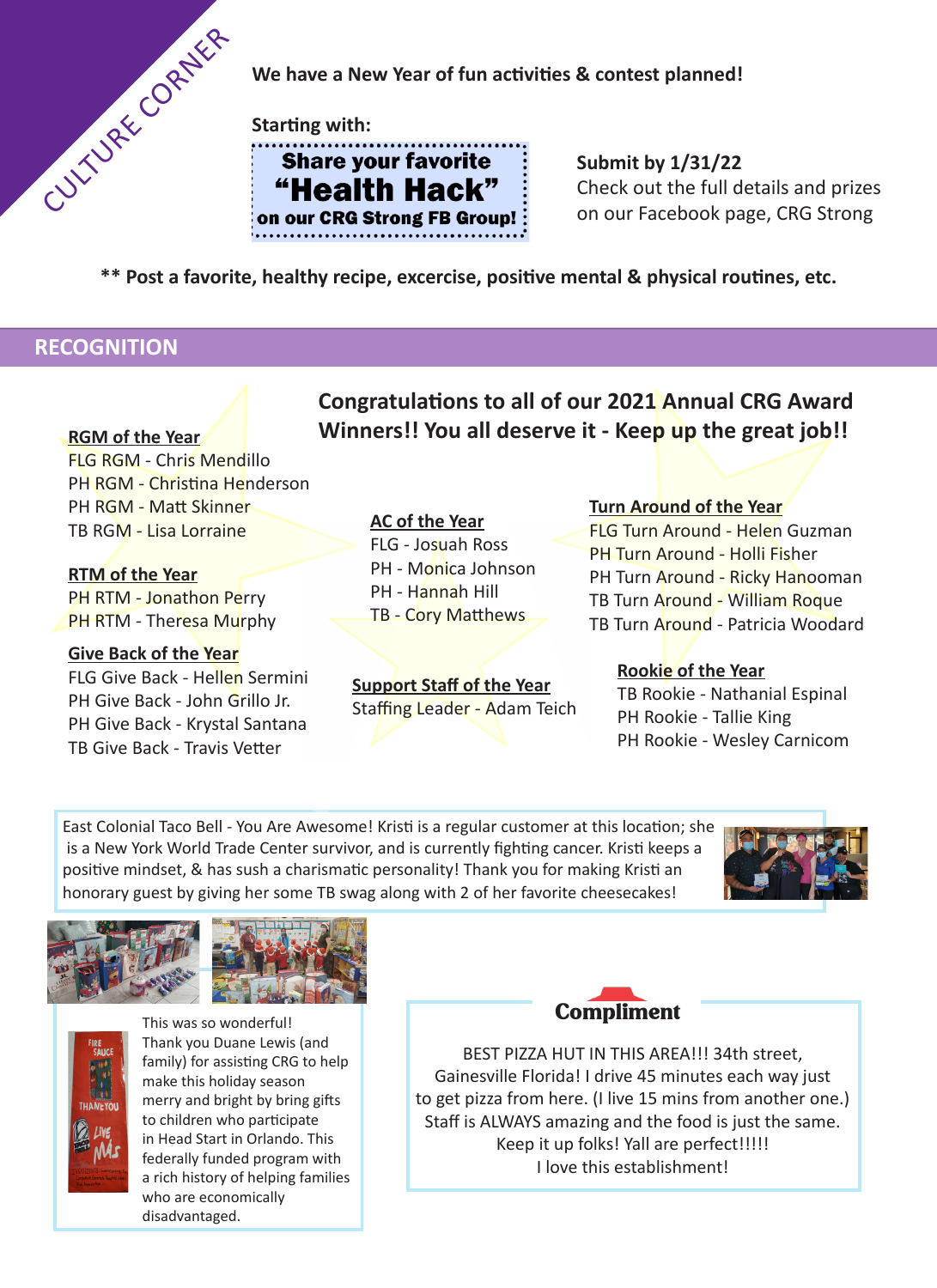# CULTURE CORNER

**We have a New Year of fun activities & contest planned!**

**Starting with:**

**Share your favorite "Health Hack" on our CRG Strong FB Group!**

**Submit by 1/31/22**
Check out the full details and prizes on our Facebook page, CRG Strong

**** Post a favorite, healthy recipe, excercise, positive mental & physical routines, etc.**

## RECOGNITION

**Congratulations to all of our 2021 Annual CRG Award Winners!! You all deserve it - Keep up the great job!!**

**RGM of the Year**
FLG RGM - Chris Mendillo
PH RGM - Christina Henderson
PH RGM - Matt Skinner
TB RGM - Lisa Lorraine

**RTM of the Year**
PH RTM - Jonathon Perry
PH RTM - Theresa Murphy

**Give Back of the Year**
FLG Give Back - Hellen Sermini
PH Give Back - John Grillo Jr.
PH Give Back - Krystal Santana
TB Give Back - Travis Vetter

**AC of the Year**
FLG - Josuah Ross
PH - Monica Johnson
PH - Hannah Hill
TB - Cory Matthews

**Support Staff of the Year**
Staffing Leader - Adam Teich

**Turn Around of the Year**
FLG Turn Around - Helen Guzman
PH Turn Around - Holli Fisher
PH Turn Around - Ricky Hanooman
TB Turn Around - William Roque
TB Turn Around - Patricia Woodard

**Rookie of the Year**
TB Rookie - Nathanial Espinal
PH Rookie - Tallie King
PH Rookie - Wesley Carnicom

East Colonial Taco Bell - You Are Awesome! Kristi is a regular customer at this location; she is a New York World Trade Center survivor, and is currently fighting cancer. Kristi keeps a positive mindset, & has sush a charismatic personality! Thank you for making Kristi an honorary guest by giving her some TB swag along with 2 of her favorite cheesecakes!

This was so wonderful! Thank you Duane Lewis (and family) for assisting CRG to help make this holiday season merry and bright by bring gifts to children who participate in Head Start in Orlando. This federally funded program with a rich history of helping families who are economically disadvantaged.

**Compliment**

BEST PIZZA HUT IN THIS AREA!!! 34th street, Gainesville Florida! I drive 45 minutes each way just to get pizza from here. (I live 15 mins from another one.) Staff is ALWAYS amazing and the food is just the same. Keep it up folks! Yall are perfect!!!!! I love this establishment!